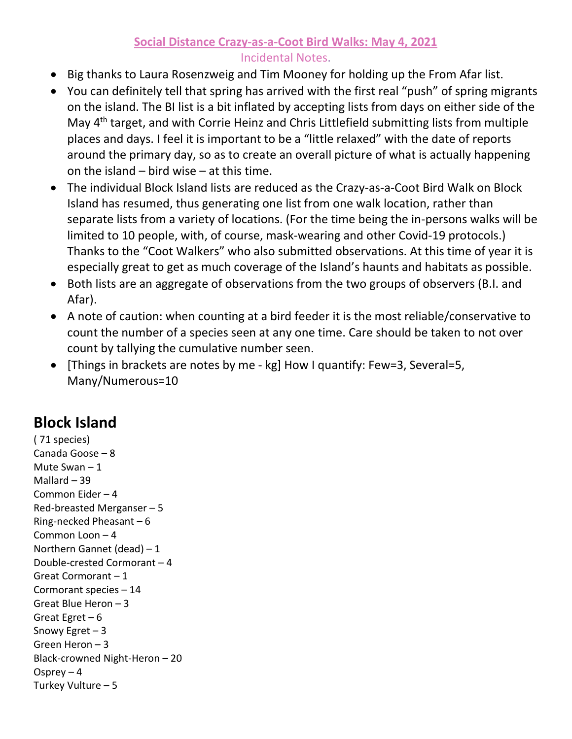**Social Distance Crazy-as-a-Coot Bird Walks: May 4, 2021**

Incidental Notes.

- Big thanks to Laura Rosenzweig and Tim Mooney for holding up the From Afar list.
- You can definitely tell that spring has arrived with the first real "push" of spring migrants on the island. The BI list is a bit inflated by accepting lists from days on either side of the May 4th target, and with Corrie Heinz and Chris Littlefield submitting lists from multiple places and days. I feel it is important to be a "little relaxed" with the date of reports around the primary day, so as to create an overall picture of what is actually happening on the island – bird wise – at this time.
- The individual Block Island lists are reduced as the Crazy-as-a-Coot Bird Walk on Block Island has resumed, thus generating one list from one walk location, rather than separate lists from a variety of locations. (For the time being the in-persons walks will be limited to 10 people, with, of course, mask-wearing and other Covid-19 protocols.) Thanks to the "Coot Walkers" who also submitted observations. At this time of year it is especially great to get as much coverage of the Island's haunts and habitats as possible.
- Both lists are an aggregate of observations from the two groups of observers (B.I. and Afar).
- A note of caution: when counting at a bird feeder it is the most reliable/conservative to count the number of a species seen at any one time. Care should be taken to not over count by tallying the cumulative number seen.
- [Things in brackets are notes by me - kg] How I quantify: Few=3, Several=5, Many/Numerous=10

## Block Island

( 71 species)

Canada Goose – 8
Mute Swan – 1
Mallard – 39
Common Eider – 4
Red-breasted Merganser – 5
Ring-necked Pheasant – 6
Common Loon – 4
Northern Gannet (dead) – 1
Double-crested Cormorant – 4
Great Cormorant – 1
Cormorant species – 14
Great Blue Heron – 3
Great Egret – 6
Snowy Egret – 3
Green Heron – 3
Black-crowned Night-Heron – 20
Osprey – 4
Turkey Vulture – 5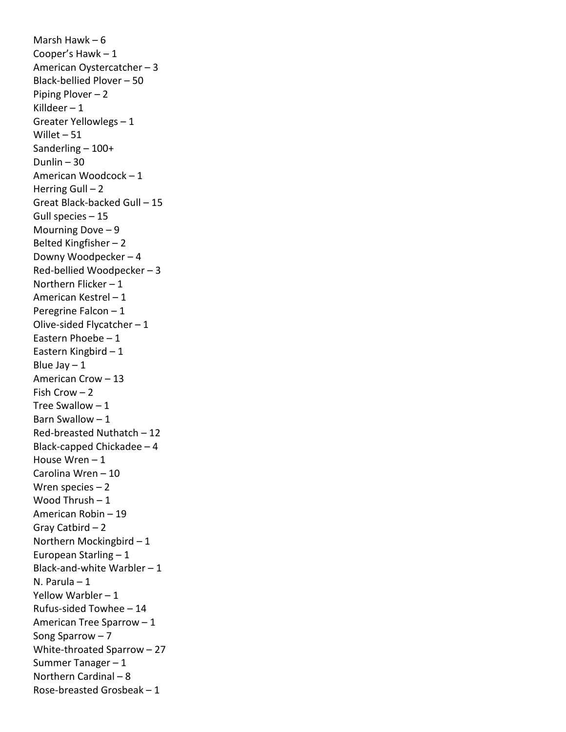Marsh Hawk – 6
Cooper's Hawk – 1
American Oystercatcher – 3
Black-bellied Plover – 50
Piping Plover – 2
Killdeer – 1
Greater Yellowlegs – 1
Willet – 51
Sanderling – 100+
Dunlin – 30
American Woodcock – 1
Herring Gull – 2
Great Black-backed Gull – 15
Gull species – 15
Mourning Dove – 9
Belted Kingfisher – 2
Downy Woodpecker – 4
Red-bellied Woodpecker – 3
Northern Flicker – 1
American Kestrel – 1
Peregrine Falcon – 1
Olive-sided Flycatcher – 1
Eastern Phoebe – 1
Eastern Kingbird – 1
Blue Jay – 1
American Crow – 13
Fish Crow – 2
Tree Swallow – 1
Barn Swallow – 1
Red-breasted Nuthatch – 12
Black-capped Chickadee – 4
House Wren – 1
Carolina Wren – 10
Wren species – 2
Wood Thrush – 1
American Robin – 19
Gray Catbird – 2
Northern Mockingbird – 1
European Starling – 1
Black-and-white Warbler – 1
N. Parula – 1
Yellow Warbler – 1
Rufus-sided Towhee – 14
American Tree Sparrow – 1
Song Sparrow – 7
White-throated Sparrow – 27
Summer Tanager – 1
Northern Cardinal – 8
Rose-breasted Grosbeak – 1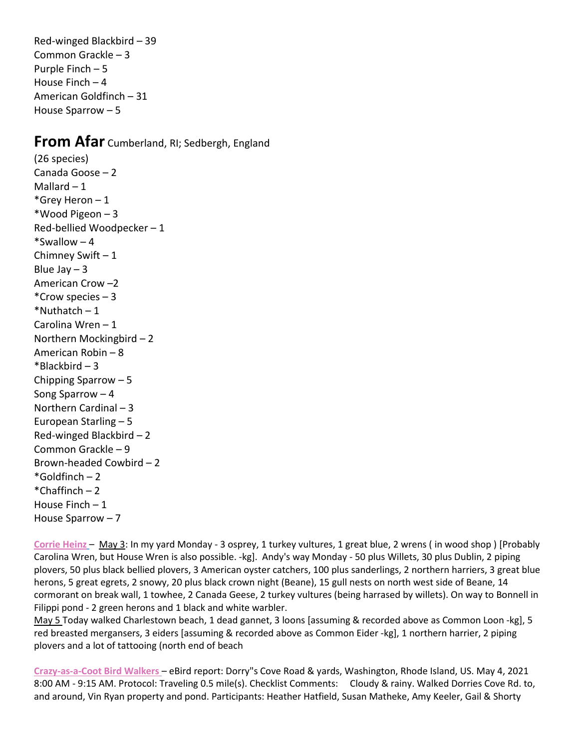Red-winged Blackbird – 39
Common Grackle – 3
Purple Finch – 5
House Finch – 4
American Goldfinch – 31
House Sparrow – 5

## **From Afar** Cumberland, RI; Sedbergh, England

(26 species)
Canada Goose – 2
Mallard – 1
*Grey Heron – 1
*Wood Pigeon – 3
Red-bellied Woodpecker – 1
*Swallow – 4
Chimney Swift – 1
Blue Jay – 3
American Crow –2
*Crow species – 3
*Nuthatch – 1
Carolina Wren – 1
Northern Mockingbird – 2
American Robin – 8
*Blackbird – 3
Chipping Sparrow – 5
Song Sparrow – 4
Northern Cardinal – 3
European Starling – 5
Red-winged Blackbird – 2
Common Grackle – 9
Brown-headed Cowbird – 2
*Goldfinch – 2
*Chaffinch – 2
House Finch – 1
House Sparrow – 7

**Corrie Heinz** – May 3: In my yard Monday - 3 osprey, 1 turkey vultures, 1 great blue, 2 wrens ( in wood shop ) [Probably Carolina Wren, but House Wren is also possible. -kg]. Andy's way Monday - 50 plus Willets, 30 plus Dublin, 2 piping plovers, 50 plus black bellied plovers, 3 American oyster catchers, 100 plus sanderlings, 2 northern harriers, 3 great blue herons, 5 great egrets, 2 snowy, 20 plus black crown night (Beane), 15 gull nests on north west side of Beane, 14 cormorant on break wall, 1 towhee, 2 Canada Geese, 2 turkey vultures (being harrased by willets). On way to Bonnell in Filippi pond - 2 green herons and 1 black and white warbler.
May 5 Today walked Charlestown beach, 1 dead gannet, 3 loons [assuming & recorded above as Common Loon -kg], 5 red breasted mergansers, 3 eiders [assuming & recorded above as Common Eider -kg], 1 northern harrier, 2 piping plovers and a lot of tattooing (north end of beach

**Crazy-as-a-Coot Bird Walkers** – eBird report: Dorry"s Cove Road & yards, Washington, Rhode Island, US. May 4, 2021 8:00 AM - 9:15 AM. Protocol: Traveling 0.5 mile(s). Checklist Comments: Cloudy & rainy. Walked Dorries Cove Rd. to, and around, Vin Ryan property and pond. Participants: Heather Hatfield, Susan Matheke, Amy Keeler, Gail & Shorty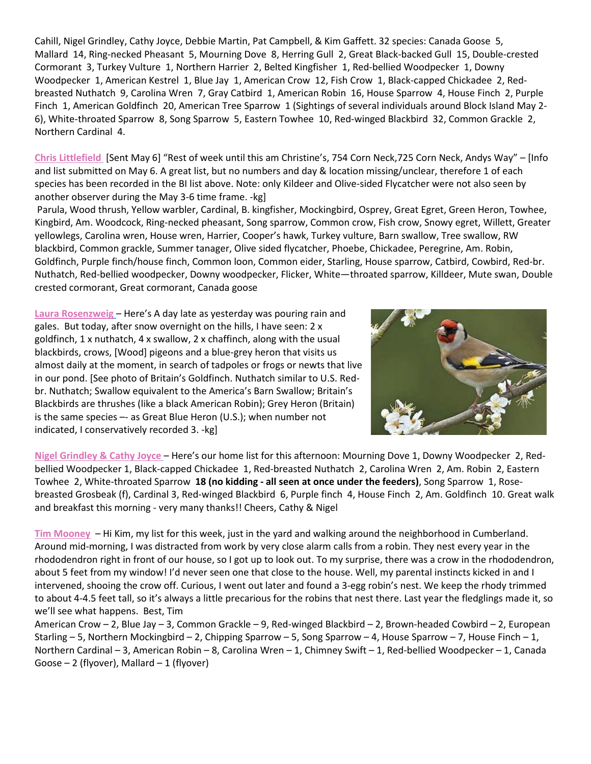Cahill, Nigel Grindley, Cathy Joyce, Debbie Martin, Pat Campbell, & Kim Gaffett. 32 species: Canada Goose 5, Mallard 14, Ring-necked Pheasant 5, Mourning Dove 8, Herring Gull 2, Great Black-backed Gull 15, Double-crested Cormorant 3, Turkey Vulture 1, Northern Harrier 2, Belted Kingfisher 1, Red-bellied Woodpecker 1, Downy Woodpecker 1, American Kestrel 1, Blue Jay 1, American Crow 12, Fish Crow 1, Black-capped Chickadee 2, Red-breasted Nuthatch 9, Carolina Wren 7, Gray Catbird 1, American Robin 16, House Sparrow 4, House Finch 2, Purple Finch 1, American Goldfinch 20, American Tree Sparrow 1 (Sightings of several individuals around Block Island May 2-6), White-throated Sparrow 8, Song Sparrow 5, Eastern Towhee 10, Red-winged Blackbird 32, Common Grackle 2, Northern Cardinal 4.

**Chris Littlefield** [Sent May 6] "Rest of week until this am Christine's, 754 Corn Neck,725 Corn Neck, Andys Way" – [Info and list submitted on May 6. A great list, but no numbers and day & location missing/unclear, therefore 1 of each species has been recorded in the BI list above. Note: only Kildeer and Olive-sided Flycatcher were not also seen by another observer during the May 3-6 time frame. -kg]

Parula, Wood thrush, Yellow warbler, Cardinal, B. kingfisher, Mockingbird, Osprey, Great Egret, Green Heron, Towhee, Kingbird, Am. Woodcock, Ring-necked pheasant, Song sparrow, Common crow, Fish crow, Snowy egret, Willett, Greater yellowlegs, Carolina wren, House wren, Harrier, Cooper's hawk, Turkey vulture, Barn swallow, Tree swallow, RW blackbird, Common grackle, Summer tanager, Olive sided flycatcher, Phoebe, Chickadee, Peregrine, Am. Robin, Goldfinch, Purple finch/house finch, Common loon, Common eider, Starling, House sparrow, Catbird, Cowbird, Red-br. Nuthatch, Red-bellied woodpecker, Downy woodpecker, Flicker, White—throated sparrow, Killdeer, Mute swan, Double crested cormorant, Great cormorant, Canada goose

**Laura Rosenzweig** – Here's A day late as yesterday was pouring rain and gales. But today, after snow overnight on the hills, I have seen: 2 x goldfinch, 1 x nuthatch, 4 x swallow, 2 x chaffinch, along with the usual blackbirds, crows, [Wood] pigeons and a blue-grey heron that visits us almost daily at the moment, in search of tadpoles or frogs or newts that live in our pond. [See photo of Britain's Goldfinch. Nuthatch similar to U.S. Red-br. Nuthatch; Swallow equivalent to the America's Barn Swallow; Britain's Blackbirds are thrushes (like a black American Robin); Grey Heron (Britain) is the same species –- as Great Blue Heron (U.S.); when number not indicated, I conservatively recorded 3. -kg]

**Nigel Grindley & Cathy Joyce** – Here's our home list for this afternoon: Mourning Dove 1, Downy Woodpecker 2, Red-bellied Woodpecker 1, Black-capped Chickadee 1, Red-breasted Nuthatch 2, Carolina Wren 2, Am. Robin 2, Eastern Towhee 2, White-throated Sparrow **18 (no kidding - all seen at once under the feeders)**, Song Sparrow 1, Rose-breasted Grosbeak (f), Cardinal 3, Red-winged Blackbird 6, Purple finch 4, House Finch 2, Am. Goldfinch 10. Great walk and breakfast this morning - very many thanks!! Cheers, Cathy & Nigel

**Tim Mooney** – Hi Kim, my list for this week, just in the yard and walking around the neighborhood in Cumberland. Around mid-morning, I was distracted from work by very close alarm calls from a robin. They nest every year in the rhododendron right in front of our house, so I got up to look out. To my surprise, there was a crow in the rhododendron, about 5 feet from my window! I'd never seen one that close to the house. Well, my parental instincts kicked in and I intervened, shooing the crow off. Curious, I went out later and found a 3-egg robin's nest. We keep the rhody trimmed to about 4-4.5 feet tall, so it's always a little precarious for the robins that nest there. Last year the fledglings made it, so we'll see what happens. Best, Tim

American Crow – 2, Blue Jay – 3, Common Grackle – 9, Red-winged Blackbird – 2, Brown-headed Cowbird – 2, European Starling – 5, Northern Mockingbird – 2, Chipping Sparrow – 5, Song Sparrow – 4, House Sparrow – 7, House Finch – 1, Northern Cardinal – 3, American Robin – 8, Carolina Wren – 1, Chimney Swift – 1, Red-bellied Woodpecker – 1, Canada Goose – 2 (flyover), Mallard – 1 (flyover)